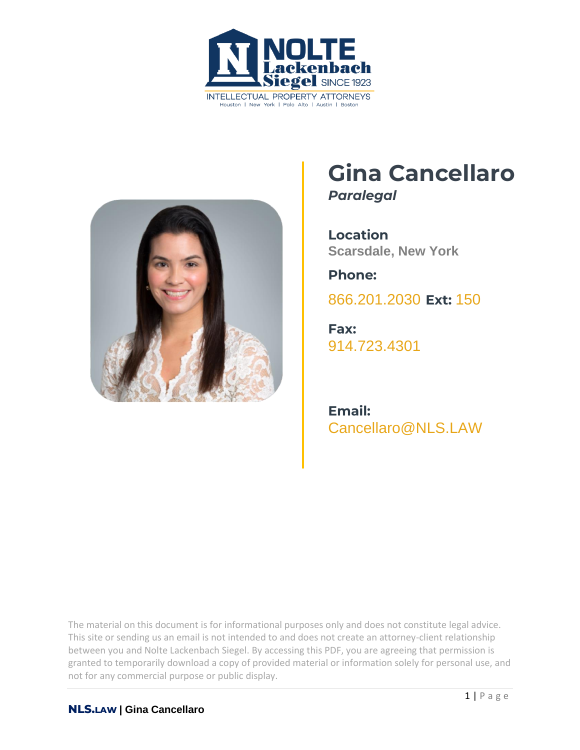NOLTE Lackenbach Siegel SINCE 1923

INTELLECTUAL PROPERTY ATTORNEYS

Houston | New York | Palo Alto | Austin | Boston

# Gina Cancellaro

***Paralegal***

**Location**

**Scarsdale, New York**

**Phone:**

866.201.2030 **Ext:** 150

**Fax:**

914.723.4301

**Email:**

Cancellaro@NLS.LAW

The material on this document is for informational purposes only and does not constitute legal advice. This site or sending us an email is not intended to and does not create an attorney-client relationship between you and Nolte Lackenbach Siegel. By accessing this PDF, you are agreeing that permission is granted to temporarily download a copy of provided material or information solely for personal use, and not for any commercial purpose or public display.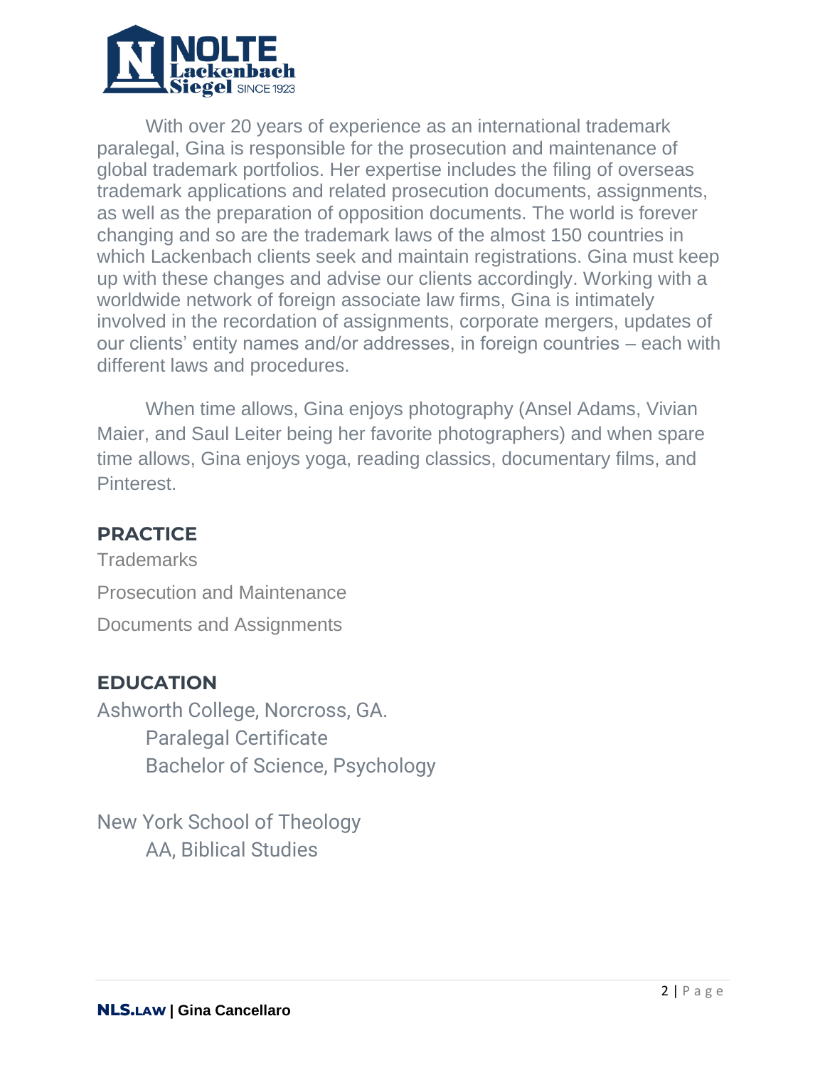With over 20 years of experience as an international trademark paralegal, Gina is responsible for the prosecution and maintenance of global trademark portfolios. Her expertise includes the filing of overseas trademark applications and related prosecution documents, assignments, as well as the preparation of opposition documents. The world is forever changing and so are the trademark laws of the almost 150 countries in which Lackenbach clients seek and maintain registrations. Gina must keep up with these changes and advise our clients accordingly. Working with a worldwide network of foreign associate law firms, Gina is intimately involved in the recordation of assignments, corporate mergers, updates of our clients' entity names and/or addresses, in foreign countries – each with different laws and procedures.

When time allows, Gina enjoys photography (Ansel Adams, Vivian Maier, and Saul Leiter being her favorite photographers) and when spare time allows, Gina enjoys yoga, reading classics, documentary films, and Pinterest.

## PRACTICE

Trademarks

Prosecution and Maintenance

Documents and Assignments

## EDUCATION

Ashworth College, Norcross, GA.
- Paralegal Certificate
- Bachelor of Science, Psychology

New York School of Theology
- AA, Biblical Studies